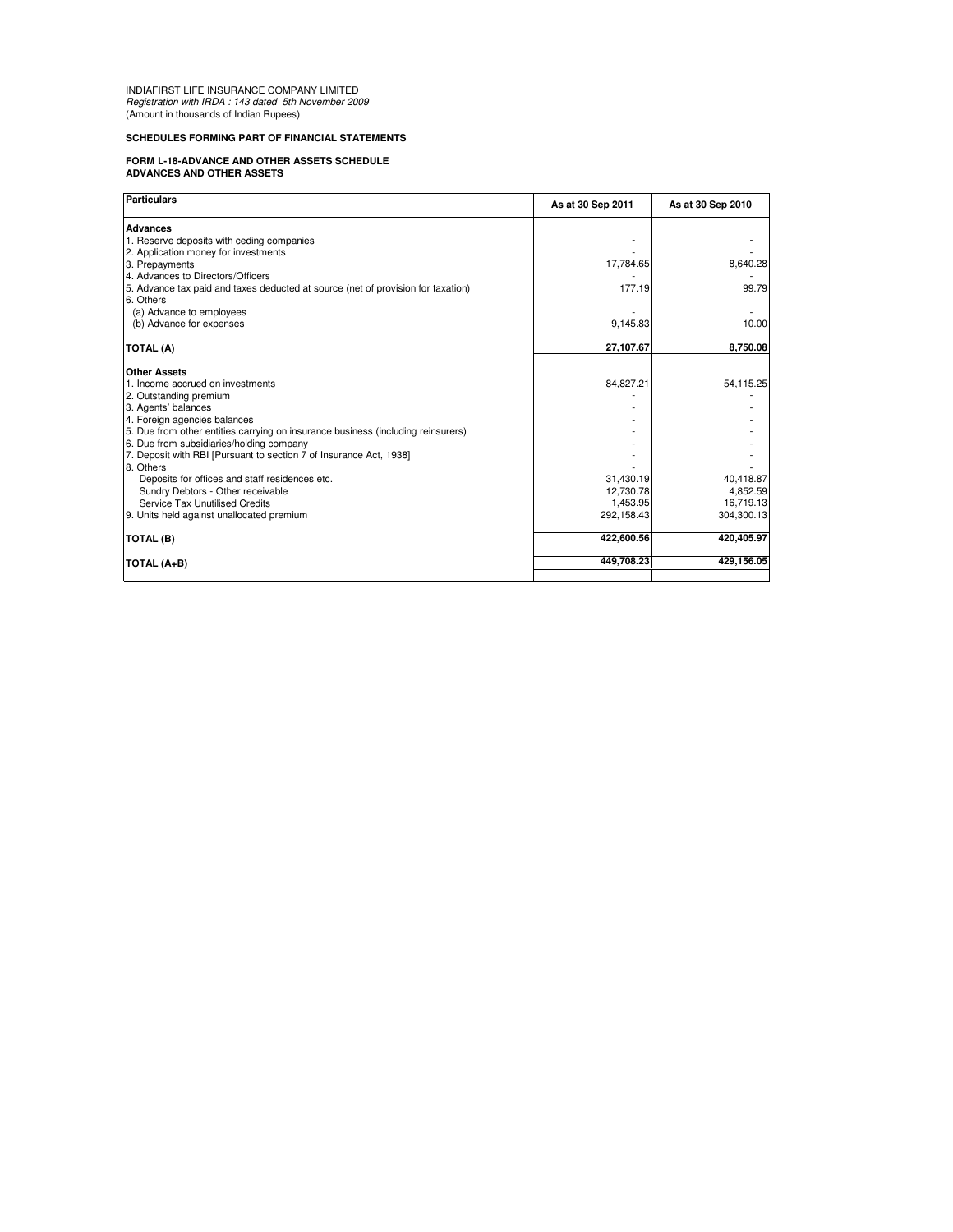INDIAFIRST LIFE INSURANCE COMPANY LIMITED
*Registration with IRDA : 143 dated 5th November 2009*
(Amount in thousands of Indian Rupees)

**SCHEDULES FORMING PART OF FINANCIAL STATEMENTS**

**FORM L-18-ADVANCE AND OTHER ASSETS SCHEDULE**
**ADVANCES AND OTHER ASSETS**

| Particulars | As at 30 Sep 2011 | As at 30 Sep 2010 |
|---|---|---|
| **Advances** | | |
| 1. Reserve deposits with ceding companies | - | - |
| 2. Application money for investments | - | - |
| 3. Prepayments | 17,784.65 | 8,640.28 |
| 4. Advances to Directors/Officers | - | - |
| 5. Advance tax paid and taxes deducted at source (net of provision for taxation) | 177.19 | 99.79 |
| 6. Others | | |
| (a) Advance to employees | - | - |
| (b) Advance for expenses | 9,145.83 | 10.00 |
| **TOTAL (A)** | **27,107.67** | **8,750.08** |
| **Other Assets** | | |
| 1. Income accrued on investments | 84,827.21 | 54,115.25 |
| 2. Outstanding premium | - | - |
| 3. Agents' balances | - | - |
| 4. Foreign agencies balances | - | - |
| 5. Due from other entities carrying on insurance business (including reinsurers) | - | - |
| 6. Due from subsidiaries/holding company | - | - |
| 7. Deposit with RBI [Pursuant to section 7 of Insurance Act, 1938] | - | - |
| 8. Others | - | - |
| Deposits for offices and staff residences etc. | 31,430.19 | 40,418.87 |
| Sundry Debtors - Other receivable | 12,730.78 | 4,852.59 |
| Service Tax Unutilised Credits | 1,453.95 | 16,719.13 |
| 9. Units held against unallocated premium | 292,158.43 | 304,300.13 |
| **TOTAL (B)** | **422,600.56** | **420,405.97** |
| **TOTAL (A+B)** | **449,708.23** | **429,156.05** |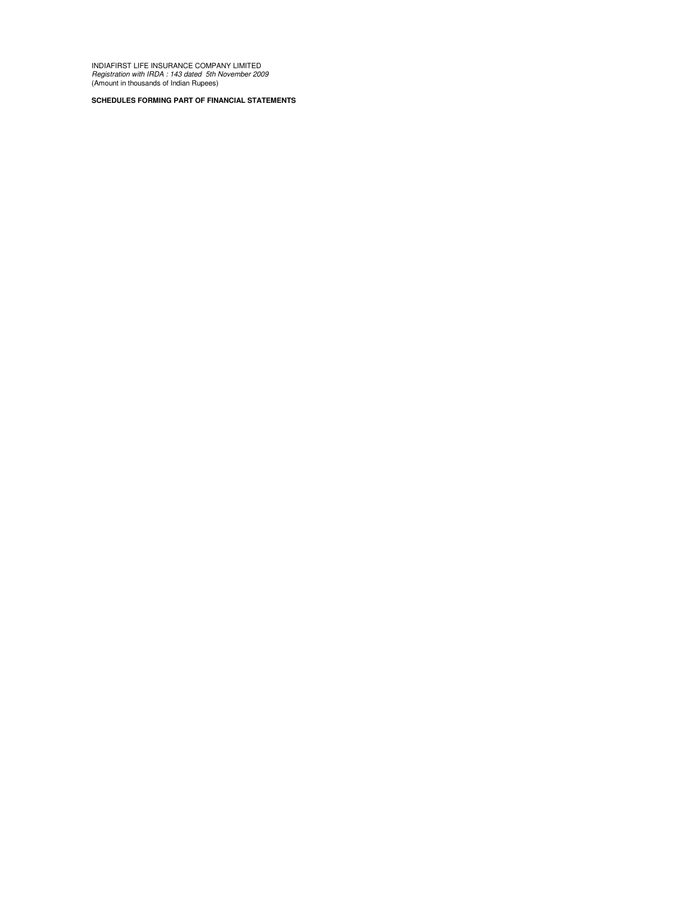INDIAFIRST LIFE INSURANCE COMPANY LIMITED
*Registration with IRDA : 143 dated 5th November 2009*
(Amount in thousands of Indian Rupees)

**SCHEDULES FORMING PART OF FINANCIAL STATEMENTS**